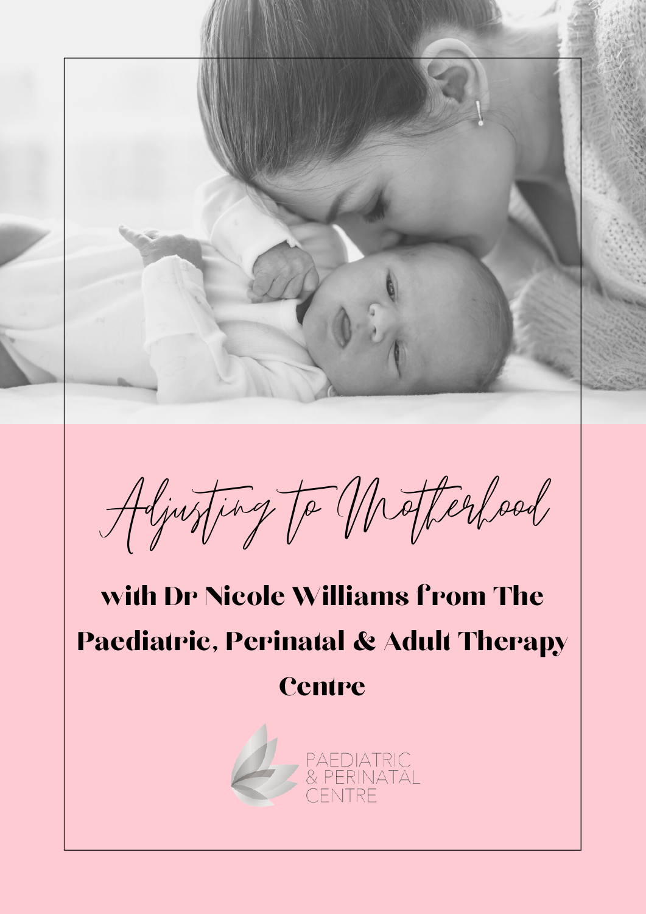# Adjusting to Motherhood

## with Dr Nicole Williams from The Paediatric, Perinatal & Adult Therapy Centre

PAEDIATRIC & PERINATAL CENTRE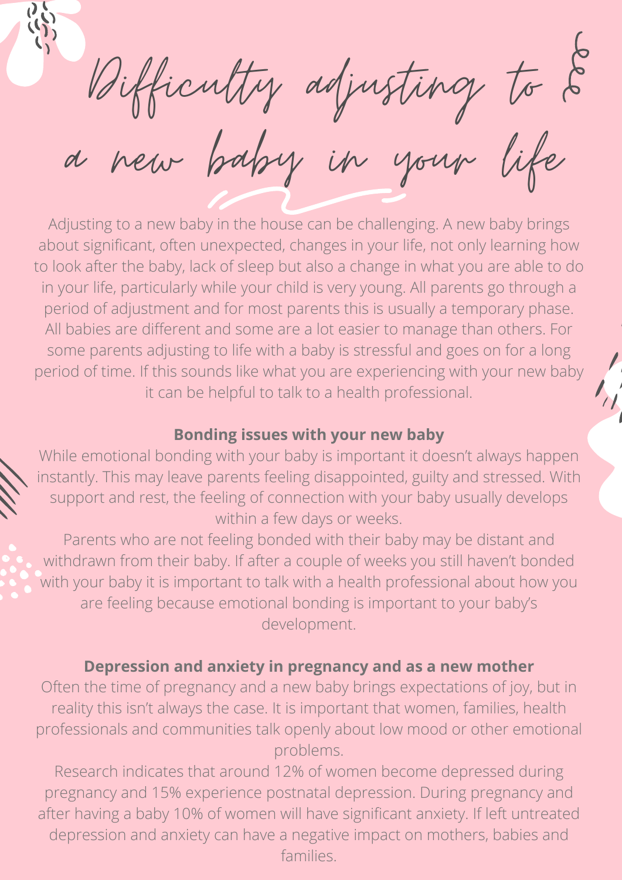# Difficulty adjusting to a new baby in your life

Adjusting to a new baby in the house can be challenging. A new baby brings about significant, often unexpected, changes in your life, not only learning how to look after the baby, lack of sleep but also a change in what you are able to do in your life, particularly while your child is very young. All parents go through a period of adjustment and for most parents this is usually a temporary phase. All babies are different and some are a lot easier to manage than others. For some parents adjusting to life with a baby is stressful and goes on for a long period of time. If this sounds like what you are experiencing with your new baby it can be helpful to talk to a health professional.

**Bonding issues with your new baby**

While emotional bonding with your baby is important it doesn't always happen instantly. This may leave parents feeling disappointed, guilty and stressed. With support and rest, the feeling of connection with your baby usually develops within a few days or weeks.

Parents who are not feeling bonded with their baby may be distant and withdrawn from their baby. If after a couple of weeks you still haven't bonded with your baby it is important to talk with a health professional about how you are feeling because emotional bonding is important to your baby's development.

**Depression and anxiety in pregnancy and as a new mother**

Often the time of pregnancy and a new baby brings expectations of joy, but in reality this isn't always the case. It is important that women, families, health professionals and communities talk openly about low mood or other emotional problems.

Research indicates that around 12% of women become depressed during pregnancy and 15% experience postnatal depression. During pregnancy and after having a baby 10% of women will have significant anxiety. If left untreated depression and anxiety can have a negative impact on mothers, babies and families.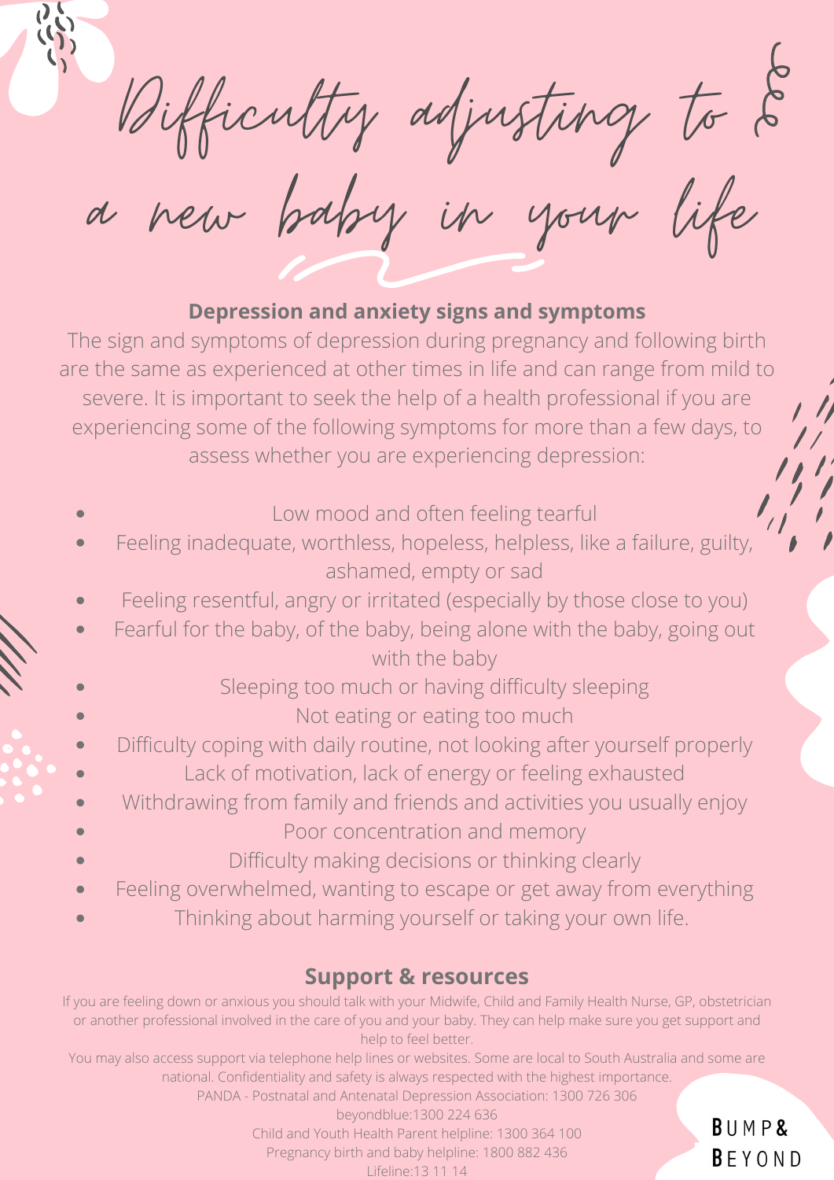# Difficulty adjusting to a new baby in your life

## Depression and anxiety signs and symptoms

The sign and symptoms of depression during pregnancy and following birth are the same as experienced at other times in life and can range from mild to severe. It is important to seek the help of a health professional if you are experiencing some of the following symptoms for more than a few days, to assess whether you are experiencing depression:

- Low mood and often feeling tearful
- Feeling inadequate, worthless, hopeless, helpless, like a failure, guilty, ashamed, empty or sad
- Feeling resentful, angry or irritated (especially by those close to you)
- Fearful for the baby, of the baby, being alone with the baby, going out with the baby
- Sleeping too much or having difficulty sleeping
- Not eating or eating too much
- Difficulty coping with daily routine, not looking after yourself properly
- Lack of motivation, lack of energy or feeling exhausted
- Withdrawing from family and friends and activities you usually enjoy
- Poor concentration and memory
- Difficulty making decisions or thinking clearly
- Feeling overwhelmed, wanting to escape or get away from everything
- Thinking about harming yourself or taking your own life.

## Support & resources

If you are feeling down or anxious you should talk with your Midwife, Child and Family Health Nurse, GP, obstetrician or another professional involved in the care of you and your baby. They can help make sure you get support and help to feel better.

You may also access support via telephone help lines or websites. Some are local to South Australia and some are national. Confidentiality and safety is always respected with the highest importance.

PANDA - Postnatal and Antenatal Depression Association: 1300 726 306

beyondblue:1300 224 636

Child and Youth Health Parent helpline: 1300 364 100

Pregnancy birth and baby helpline: 1800 882 436

Lifeline:13 11 14

BUMP& BEYOND